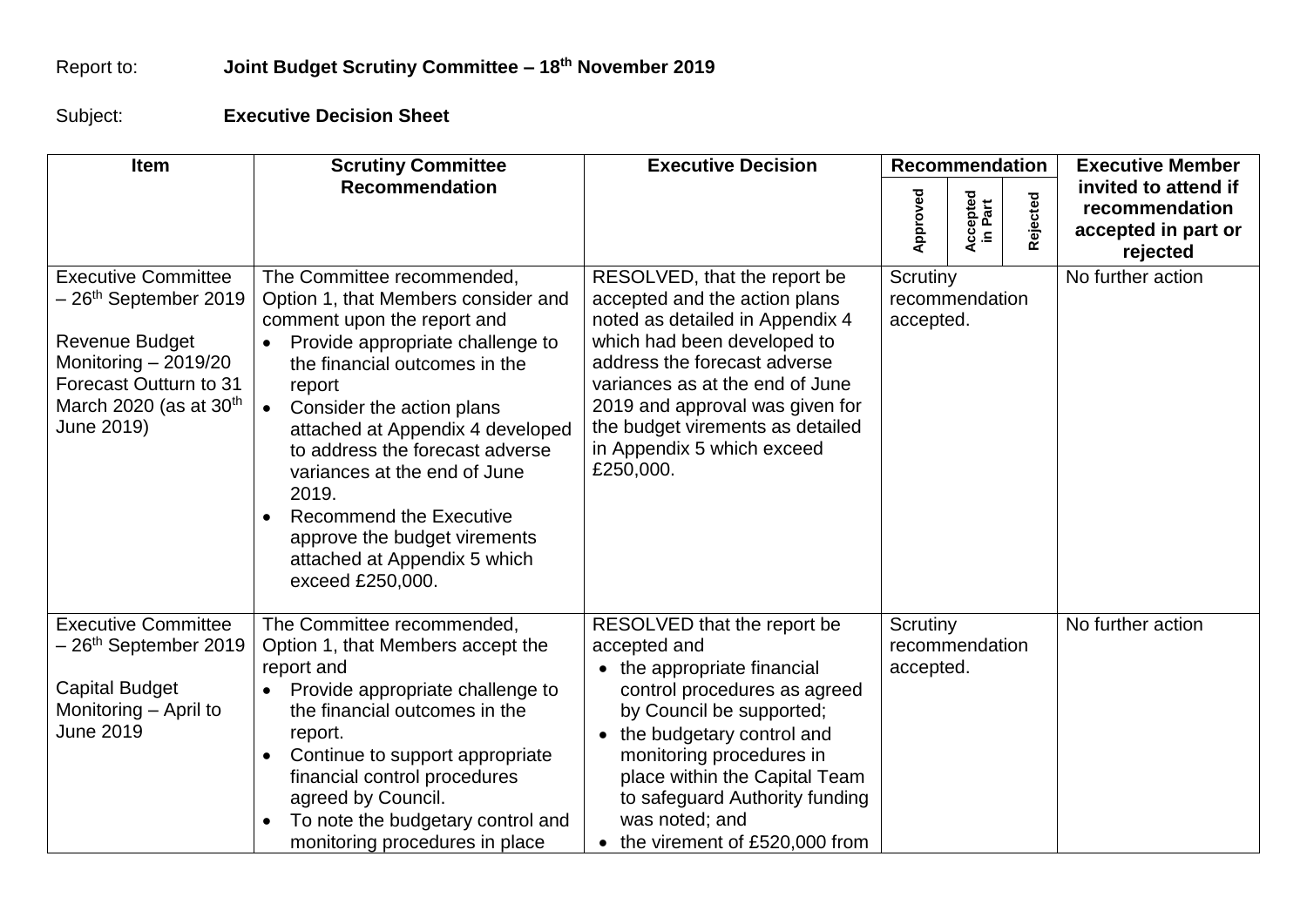Report to: **Joint Budget Scrutiny Committee – 18th November 2019**

Subject: **Executive Decision Sheet**

| Item | Scrutiny Committee Recommendation | Executive Decision | Recommendation | | | Executive Member invited to attend if recommendation accepted in part or rejected |
|---|---|---|---|---|---|---|
| | | | Approved | Accepted in Part | Rejected | |
| Executive Committee – 26th September 2019<br><br>Revenue Budget Monitoring – 2019/20 Forecast Outturn to 31 March 2020 (as at 30th June 2019) | The Committee recommended, Option 1, that Members consider and comment upon the report and<br>• Provide appropriate challenge to the financial outcomes in the report<br>• Consider the action plans attached at Appendix 4 developed to address the forecast adverse variances at the end of June 2019.<br>• Recommend the Executive approve the budget virements attached at Appendix 5 which exceed £250,000. | RESOLVED, that the report be accepted and the action plans noted as detailed in Appendix 4 which had been developed to address the forecast adverse variances as at the end of June 2019 and approval was given for the budget virements as detailed in Appendix 5 which exceed £250,000. | Scrutiny recommendation accepted. | | | No further action |
| Executive Committee – 26th September 2019<br><br>Capital Budget Monitoring – April to June 2019 | The Committee recommended, Option 1, that Members accept the report and<br>• Provide appropriate challenge to the financial outcomes in the report.<br>• Continue to support appropriate financial control procedures agreed by Council.<br>• To note the budgetary control and monitoring procedures in place | RESOLVED that the report be accepted and<br>• the appropriate financial control procedures as agreed by Council be supported;<br>• the budgetary control and monitoring procedures in place within the Capital Team to safeguard Authority funding was noted; and<br>• the virement of £520,000 from | Scrutiny recommendation accepted. | | | No further action |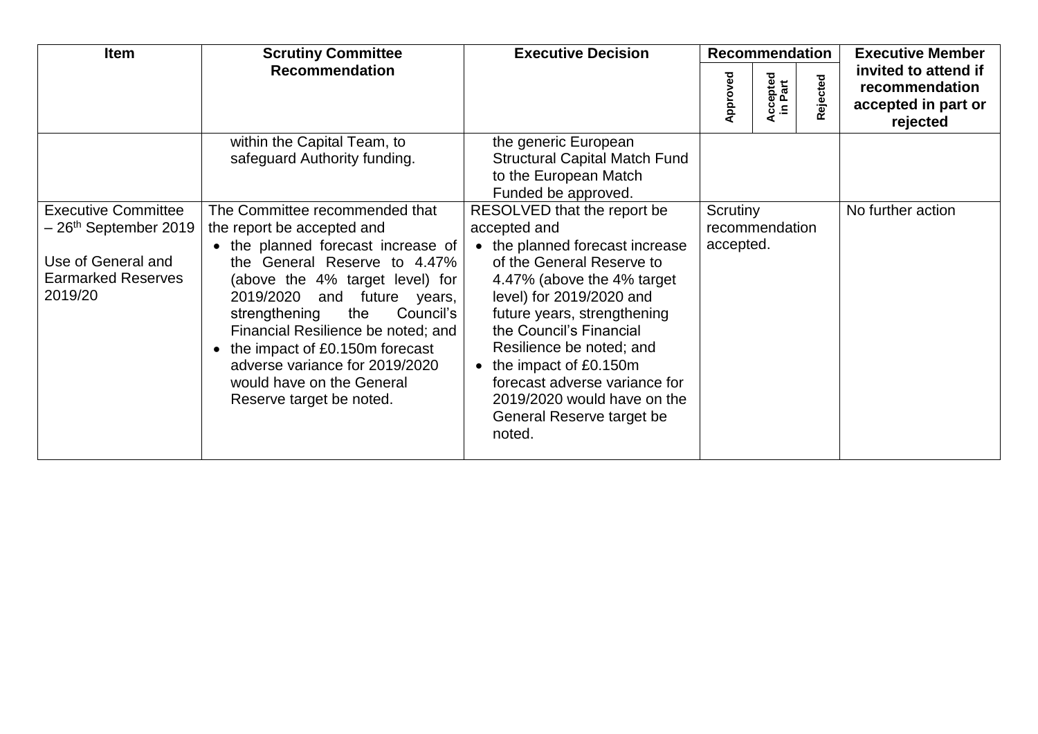| Item | Scrutiny Committee Recommendation | Executive Decision | Recommendation | | | Executive Member invited to attend if recommendation accepted in part or rejected |
|---|---|---|---|---|---|---|
| | | | Approved | Accepted in Part | Rejected | |
| | within the Capital Team, to safeguard Authority funding. | the generic European Structural Capital Match Fund to the European Match Funded be approved. | | | | |
| Executive Committee – 26th September 2019<br><br>Use of General and Earmarked Reserves 2019/20 | The Committee recommended that the report be accepted and<br>• the planned forecast increase of the General Reserve to 4.47% (above the 4% target level) for 2019/2020 and future years, strengthening the Council's Financial Resilience be noted; and<br>• the impact of £0.150m forecast adverse variance for 2019/2020 would have on the General Reserve target be noted. | RESOLVED that the report be accepted and<br>• the planned forecast increase of the General Reserve to 4.47% (above the 4% target level) for 2019/2020 and future years, strengthening the Council's Financial Resilience be noted; and<br>• the impact of £0.150m forecast adverse variance for 2019/2020 would have on the General Reserve target be noted. | Scrutiny recommendation accepted. | | | No further action |